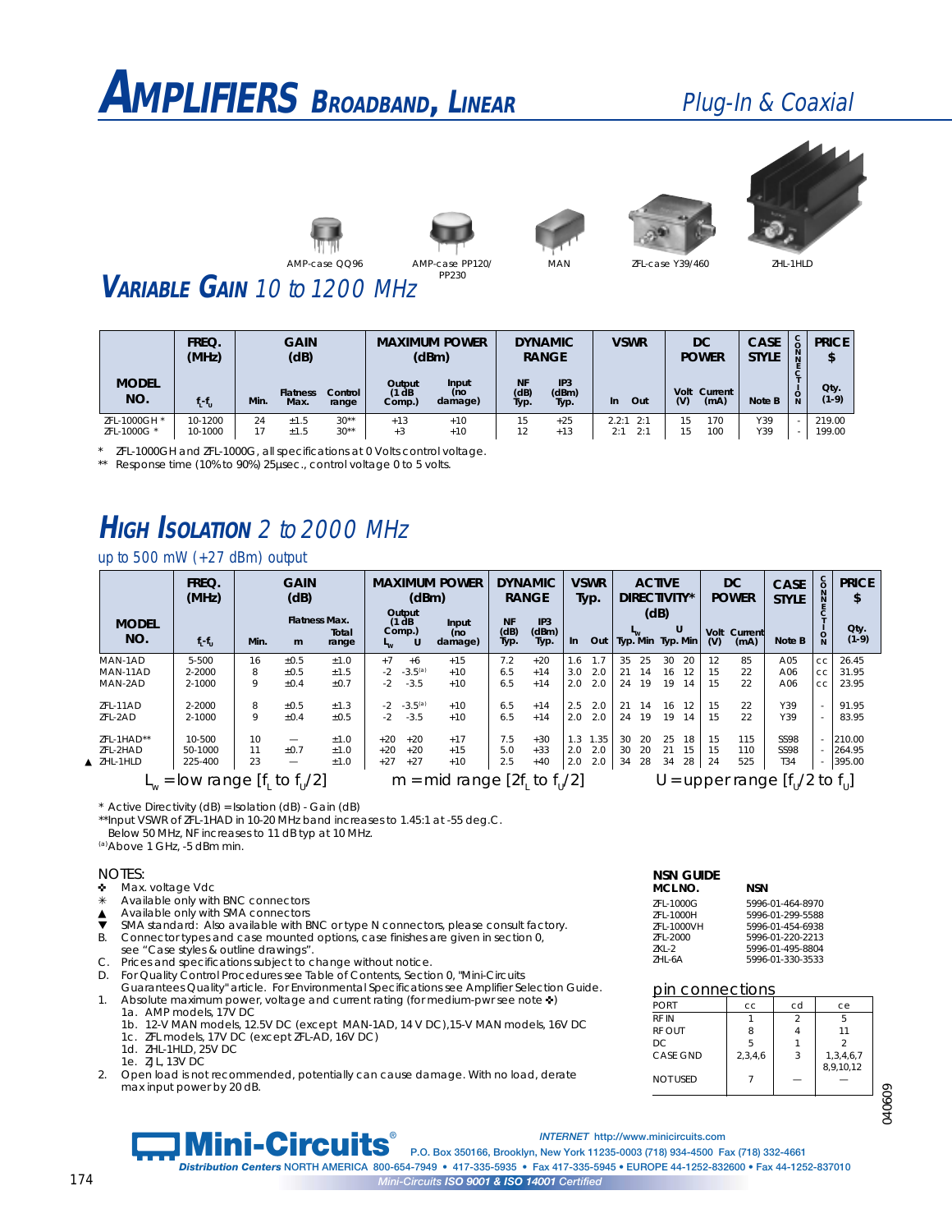# AMPLIFIERS BROADBAND, LINEAR

*Plug-In & Coaxial*

AMP-case QQ96 | AMP-case PP120/PP230 | MAN | ZFL-case Y39/460 | ZHL-1HLD

## VARIABLE GAIN 10 to 1200 MHz

| MODEL NO. | FREQ. (MHz) | GAIN (dB) | | | MAXIMUM POWER (dBm) | | DYNAMIC RANGE | | VSWR | | DC POWER | | CASE STYLE | CONNECTION | PRICE $ |
|---|---|---|---|---|---|---|---|---|---|---|---|---|---|---|---|
| | $f_L$-$f_U$ | Min. | Flatness Max. | Control range | Output (1 dB Comp.) | Input (no damage) | NF (dB) Typ. | IP3 (dBm) Typ. | In | Out | Volt (V) | Current (mA) | Note B | | Qty. (1-9) |
| ZFL-1000GH * | 10-1200 | 24 | ±1.5 | 30** | +13 | +10 | 15 | +25 | 2.2:1 | 2:1 | 15 | 170 | Y39 | - | 219.00 |
| ZFL-1000G * | 10-1000 | 17 | ±1.5 | 30** | +3 | +10 | 12 | +13 | 2:1 | 2:1 | 15 | 100 | Y39 | - | 199.00 |

\* ZFL-1000GH and ZFL-1000G, all specifications at 0 Volts control voltage.
\*\* Response time (10% to 90%) 25µsec., control voltage 0 to 5 volts.

## HIGH ISOLATION 2 to 2000 MHz

up to 500 mW (+27 dBm) output

| MODEL NO. | FREQ. (MHz) | GAIN (dB) | | | MAXIMUM POWER (dBm) | | | DYNAMIC RANGE | | VSWR Typ. | | ACTIVE DIRECTIVITY* (dB) | | | | DC POWER | | CASE STYLE | CONNECTION | PRICE $ |
|---|---|---|---|---|---|---|---|---|---|---|---|---|---|---|---|---|---|---|---|---|
| | | | Flatness Max. | | Output (1 dB Comp.) | | Input (no damage) | NF (dB) Typ. | IP3 (dBm) Typ. | | | $L_w$ | | U | | | | | | |
| | $f_L$-$f_U$ | Min. | m | Total range | $L_w$ | U | | | | In | Out | Typ. | Min | Typ. | Min | Volt (V) | Current (mA) | Note B | | Qty. (1-9) |
| MAN-1AD | 5-500 | 16 | ±0.5 | ±1.0 | +7 | +6 | +15 | 7.2 | +20 | 1.6 | 1.7 | 35 | 25 | 30 | 20 | 12 | 85 | A05 | cc | 26.45 |
| MAN-11AD | 2-2000 | 8 | ±0.5 | ±1.5 | -2 | -3.5[(a)] | +10 | 6.5 | +14 | 3.0 | 2.0 | 21 | 14 | 16 | 12 | 15 | 22 | A06 | cc | 31.95 |
| MAN-2AD | 2-1000 | 9 | ±0.4 | ±0.7 | -2 | -3.5 | +10 | 6.5 | +14 | 2.0 | 2.0 | 24 | 19 | 19 | 14 | 15 | 22 | A06 | cc | 23.95 |
| ZFL-11AD | 2-2000 | 8 | ±0.5 | ±1.3 | -2 | -3.5[(a)] | +10 | 6.5 | +14 | 2.5 | 2.0 | 21 | 14 | 16 | 12 | 15 | 22 | Y39 | - | 91.95 |
| ZFL-2AD | 2-1000 | 9 | ±0.4 | ±0.5 | -2 | -3.5 | +10 | 6.5 | +14 | 2.0 | 2.0 | 24 | 19 | 19 | 14 | 15 | 22 | Y39 | - | 83.95 |
| ZFL-1HAD** | 10-500 | 10 | — | ±1.0 | +20 | +20 | +17 | 7.5 | +30 | 1.3 | 1.35 | 30 | 20 | 25 | 18 | 15 | 115 | SS98 | - | 210.00 |
| ZFL-2HAD | 50-1000 | 11 | ±0.7 | ±1.0 | +20 | +20 | +15 | 5.0 | +33 | 2.0 | 2.0 | 30 | 20 | 21 | 15 | 15 | 110 | SS98 | - | 264.95 |
| ▲ ZHL-1HLD | 225-400 | 23 | — | ±1.0 | +27 | +27 | +10 | 2.5 | +40 | 2.0 | 2.0 | 34 | 28 | 34 | 28 | 24 | 525 | T34 | - | 395.00 |

$L_w$ = low range [$f_L$ to $f_U$/2] m = mid range [2$f_L$ to $f_U$/2] U = upper range [$f_U$/2 to $f_U$]

\* Active Directivity (dB) = Isolation (dB) - Gain (dB)
\*\*Input VSWR of ZFL-1HAD in 10-20 MHz band increases to 1.45:1 at -55 deg.C. Below 50 MHz, NF increases to 11 dB typ at 10 MHz.
(a) Above 1 GHz, -5 dBm min.

NOTES:
- ✤ Max. voltage Vdc
- ✳ Available only with BNC connectors
- ▲ Available only with SMA connectors
- ▼ SMA standard: Also available with BNC or type N connectors, please consult factory.

B. Connector types and case mounted options, case finishes are given in section 0, see "Case styles & outline drawings".
C. Prices and specifications subject to change without notice.
D. For Quality Control Procedures see Table of Contents, Section 0, "Mini-Circuits Guarantees Quality" article. For Environmental Specifications see Amplifier Selection Guide.
1. Absolute maximum power, voltage and current rating (for medium-pwr see note ✤)
   - 1a. AMP models, 17V DC
   - 1b. 12-V MAN models, 12.5V DC (except MAN-1AD, 14 V DC), 15-V MAN models, 16V DC
   - 1c. ZFL models, 17V DC (except ZFL-AD, 16V DC)
   - 1d. ZHL-1HLD, 25V DC
   - 1e. ZJL, 13V DC
2. Open load is not recommended, potentially can cause damage. With no load, derate max input power by 20 dB.

**NSN GUIDE**

| MCL NO. | NSN |
|---|---|
| ZFL-1000G | 5996-01-464-8970 |
| ZFL-1000H | 5996-01-299-5588 |
| ZFL-1000VH | 5996-01-454-6938 |
| ZFL-2000 | 5996-01-220-2213 |
| ZKL-2 | 5996-01-495-8804 |
| ZHL-6A | 5996-01-330-3533 |

**pin connections**

| PORT | cc | cd | ce |
|---|---|---|---|
| RF IN | 1 | 2 | 5 |
| RF OUT | 8 | 4 | 11 |
| DC | 5 | 1 | 2 |
| CASE GND | 2,3,4,6 | 3 | 1,3,4,6,7 8,9,10,12 |
| NOT USED | 7 | — | — |

040609

Mini-Circuits®
INTERNET http://www.minicircuits.com
P.O. Box 350166, Brooklyn, New York 11235-0003 (718) 934-4500 Fax (718) 332-4661
Distribution Centers NORTH AMERICA 800-654-7949 • 417-335-5935 • Fax 417-335-5945 • EUROPE 44-1252-832600 • Fax 44-1252-837010
Mini-Circuits ISO 9001 & ISO 14001 Certified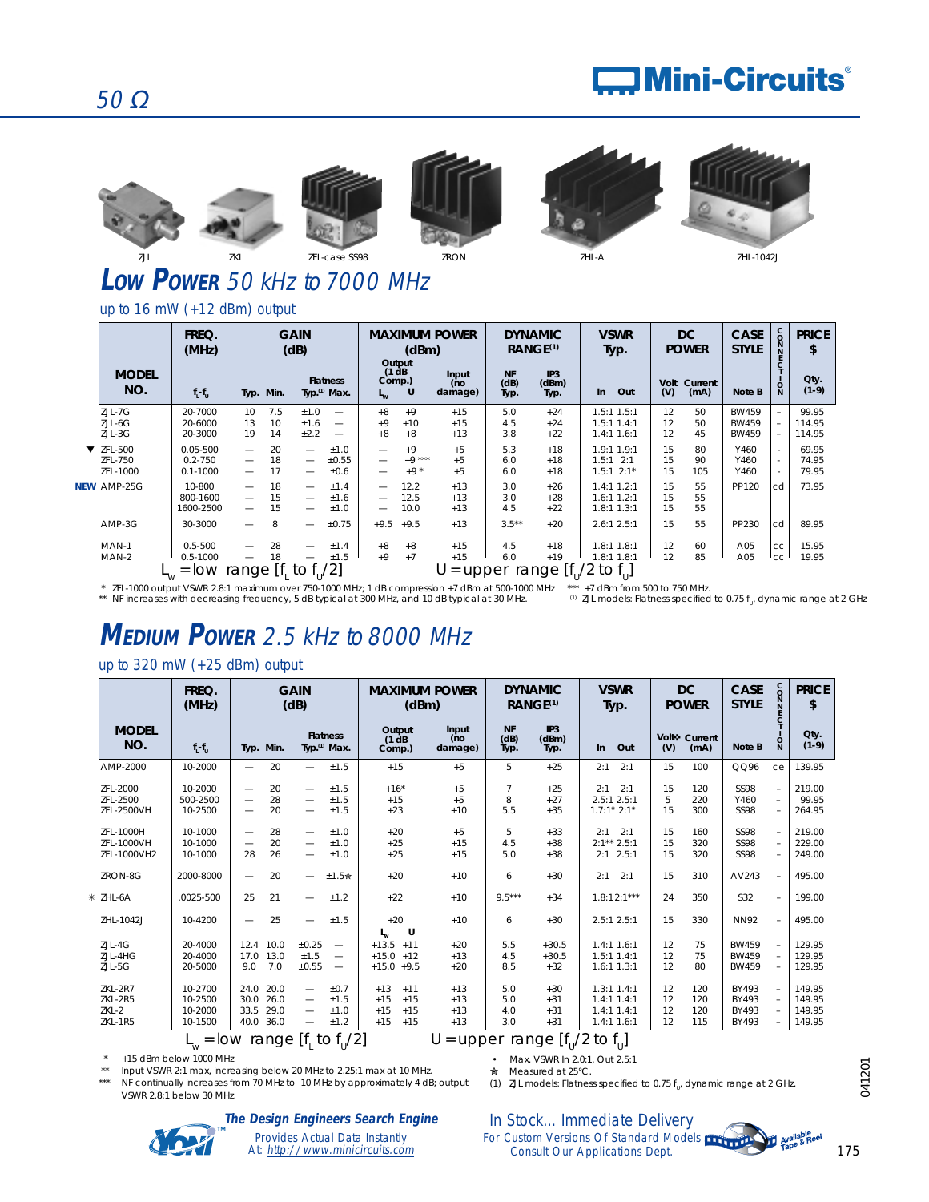50 Ω

**Mini-Circuits®**

ZJL ZKL ZFL-case SS98 ZRON ZHL-A ZHL-1042J

# LOW POWER 50 kHz to 7000 MHz

up to 16 mW (+12 dBm) output

| MODEL NO. | FREQ. (MHz) $f_L$-$f_U$ | GAIN (dB) Typ. | Min. | Flatness Typ.[1] | Flatness Max. | MAXIMUM POWER (dBm) Output (1 dB Comp.) $L_w$ | U | Input (no damage) | DYNAMIC RANGE[1] NF (dB) Typ. | IP3 (dBm) Typ. | VSWR Typ. In | Out | DC POWER Volt (V) | Current (mA) | CASE STYLE Note B | CONNECTION | PRICE $ Qty. (1-9) |
|---|---|---|---|---|---|---|---|---|---|---|---|---|---|---|---|---|---|
| ZJL-7G | 20-7000 | 10 | 7.5 | ±1.0 | — | +8 | +9 | +15 | 5.0 | +24 | 1.5:1 | 1.5:1 | 12 | 50 | BW459 | - | 99.95 |
| ZJL-6G | 20-6000 | 13 | 10 | ±1.6 | — | +9 | +10 | +15 | 4.5 | +24 | 1.5:1 | 1.4:1 | 12 | 50 | BW459 | - | 114.95 |
| ZJL-3G | 20-3000 | 19 | 14 | ±2.2 | — | +8 | +8 | +13 | 3.8 | +22 | 1.4:1 | 1.6:1 | 12 | 45 | BW459 | - | 114.95 |
| ▼ ZFL-500 | 0.05-500 | — | 20 | — | ±1.0 | — | +9 | +5 | 5.3 | +18 | 1.9:1 | 1.9:1 | 15 | 80 | Y460 | - | 69.95 |
| ZFL-750 | 0.2-750 | — | 18 | — | ±0.55 | — | +9 *** | +5 | 6.0 | +18 | 1.5:1 | 2:1 | 15 | 90 | Y460 | - | 74.95 |
| ZFL-1000 | 0.1-1000 | — | 17 | — | ±0.6 | — | +9 * | +5 | 6.0 | +18 | 1.5:1 | 2:1* | 15 | 105 | Y460 | - | 79.95 |
| NEW AMP-25G | 10-800 | — | 18 | — | ±1.4 | — | 12.2 | +13 | 3.0 | +26 | 1.4:1 | 1.2:1 | 15 | 55 | PP120 | cd | 73.95 |
| | 800-1600 | — | 15 | — | ±1.6 | — | 12.5 | +13 | 3.0 | +28 | 1.6:1 | 1.2:1 | 15 | 55 | | | |
| | 1600-2500 | — | 15 | — | ±1.0 | — | 10.0 | +13 | 4.5 | +22 | 1.8:1 | 1.3:1 | 15 | 55 | | | |
| AMP-3G | 30-3000 | — | 8 | — | ±0.75 | +9.5 | +9.5 | +13 | 3.5** | +20 | 2.6:1 | 2.5:1 | 15 | 55 | PP230 | cd | 89.95 |
| MAN-1 | 0.5-500 | — | 28 | — | ±1.4 | +8 | +8 | +15 | 4.5 | +18 | 1.8:1 | 1.8:1 | 12 | 60 | A05 | cc | 15.95 |
| MAN-2 | 0.5-1000 | — | 18 | — | ±1.5 | +9 | +7 | +15 | 6.0 | +19 | 1.8:1 | 1.8:1 | 12 | 85 | A05 | cc | 19.95 |

$L_w$ = low range [$f_L$ to $f_U/2$] U = upper range [$f_U/2$ to $f_U$]

\* ZFL-1000 output VSWR 2.8:1 maximum over 750-1000 MHz; 1 dB compression +7 dBm at 500-1000 MHz
\** NF increases with decreasing frequency, 5 dB typical at 300 MHz, and 10 dB typical at 30 MHz.
\*** +7 dBm from 500 to 750 MHz.
(1) ZJL models: Flatness specified to 0.75 $f_U$, dynamic range at 2 GHz

# MEDIUM POWER 2.5 kHz to 8000 MHz

up to 320 mW (+25 dBm) output

| MODEL NO. | FREQ. (MHz) $f_L$-$f_U$ | GAIN (dB) Typ. | Min. | Flatness Typ.[1] | Flatness Max. | MAXIMUM POWER (dBm) Output (1 dB Comp.) | Input (no damage) | DYNAMIC RANGE[1] NF (dB) Typ. | IP3 (dBm) Typ. | VSWR Typ. In | Out | DC POWER Volt• (V) | Current (mA) | CASE STYLE Note B | CONNECTION | PRICE $ Qty. (1-9) |
|---|---|---|---|---|---|---|---|---|---|---|---|---|---|---|---|---|
| AMP-2000 | 10-2000 | — | 20 | — | ±1.5 | +15 | +5 | 5 | +25 | 2:1 | 2:1 | 15 | 100 | QQ96 | ce | 139.95 |
| ZFL-2000 | 10-2000 | — | 20 | — | ±1.5 | +16* | +5 | 7 | +25 | 2:1 | 2:1 | 15 | 120 | SS98 | - | 219.00 |
| ZFL-2500 | 500-2500 | — | 28 | — | ±1.5 | +15 | +5 | 8 | +27 | 2.5:1 | 2.5:1 | 5 | 220 | Y460 | - | 99.95 |
| ZFL-2500VH | 10-2500 | — | 20 | — | ±1.5 | +23 | +10 | 5.5 | +35 | 1.7:1* | 2:1* | 15 | 300 | SS98 | - | 264.95 |
| ZFL-1000H | 10-1000 | — | 28 | — | ±1.0 | +20 | +5 | 5 | +33 | 2:1 | 2:1 | 15 | 160 | SS98 | - | 219.00 |
| ZFL-1000VH | 10-1000 | — | 20 | — | ±1.0 | +25 | +15 | 4.5 | +38 | 2:1** | 2.5:1 | 15 | 320 | SS98 | - | 229.00 |
| ZFL-1000VH2 | 10-1000 | 28 | 26 | — | ±1.0 | +25 | +15 | 5.0 | +38 | 2:1 | 2.5:1 | 15 | 320 | SS98 | - | 249.00 |
| ZRON-8G | 2000-8000 | — | 20 | — | ±1.5✯ | +20 | +10 | 6 | +30 | 2:1 | 2:1 | 15 | 310 | AV243 | - | 495.00 |
| ✳ ZHL-6A | .0025-500 | 25 | 21 | — | ±1.2 | +22 | +10 | 9.5*** | +34 | 1.8:1 | 2:1*** | 24 | 350 | S32 | - | 199.00 |
| ZHL-1042J | 10-4200 | — | 25 | — | ±1.5 | +20 | +10 | 6 | +30 | 2.5:1 | 2.5:1 | 15 | 330 | NN92 | - | 495.00 |
| | | | | | | $L_w$ / U | | | | | | | | | | |
| ZJL-4G | 20-4000 | 12.4 | 10.0 | ±0.25 | — | +13.5 / +11 | +20 | 5.5 | +30.5 | 1.4:1 | 1.6:1 | 12 | 75 | BW459 | - | 129.95 |
| ZJL-4HG | 20-4000 | 17.0 | 13.0 | ±1.5 | — | +15.0 / +12 | +13 | 4.5 | +30.5 | 1.5:1 | 1.4:1 | 12 | 75 | BW459 | - | 129.95 |
| ZJL-5G | 20-5000 | 9.0 | 7.0 | ±0.55 | — | +15.0 / +9.5 | +20 | 8.5 | +32 | 1.6:1 | 1.3:1 | 12 | 80 | BW459 | - | 129.95 |
| ZKL-2R7 | 10-2700 | 24.0 | 20.0 | — | ±0.7 | +13 / +11 | +13 | 5.0 | +30 | 1.3:1 | 1.4:1 | 12 | 120 | BY493 | - | 149.95 |
| ZKL-2R5 | 10-2500 | 30.0 | 26.0 | — | ±1.5 | +15 / +15 | +13 | 5.0 | +31 | 1.4:1 | 1.4:1 | 12 | 120 | BY493 | - | 149.95 |
| ZKL-2 | 10-2000 | 33.5 | 29.0 | — | ±1.0 | +15 / +15 | +13 | 4.0 | +31 | 1.4:1 | 1.4:1 | 12 | 120 | BY493 | - | 149.95 |
| ZKL-1R5 | 10-1500 | 40.0 | 36.0 | — | ±1.2 | +15 / +15 | +13 | 3.0 | +31 | 1.4:1 | 1.6:1 | 12 | 115 | BY493 | - | 149.95 |

$L_w$ = low range [$f_L$ to $f_U/2$] U = upper range [$f_U/2$ to $f_U$]

\* +15 dBm below 1000 MHz
\** Input VSWR 2:1 max, increasing below 20 MHz to 2.25:1 max at 10 MHz.
\*** NF continually increases from 70 MHz to 10 MHz by approximately 4 dB; output VSWR 2.8:1 below 30 MHz.
• Max. VSWR In 2.0:1, Out 2.5:1
✯ Measured at 25°C.
(1) ZJL models: Flatness specified to 0.75 $f_U$, dynamic range at 2 GHz.

**The Design Engineers Search Engine**
Provides Actual Data Instantly
At: http://www.minicircuits.com

In Stock... Immediate Delivery
For Custom Versions Of Standard Models
Consult Our Applications Dept.

Available Tape & Reel

041201